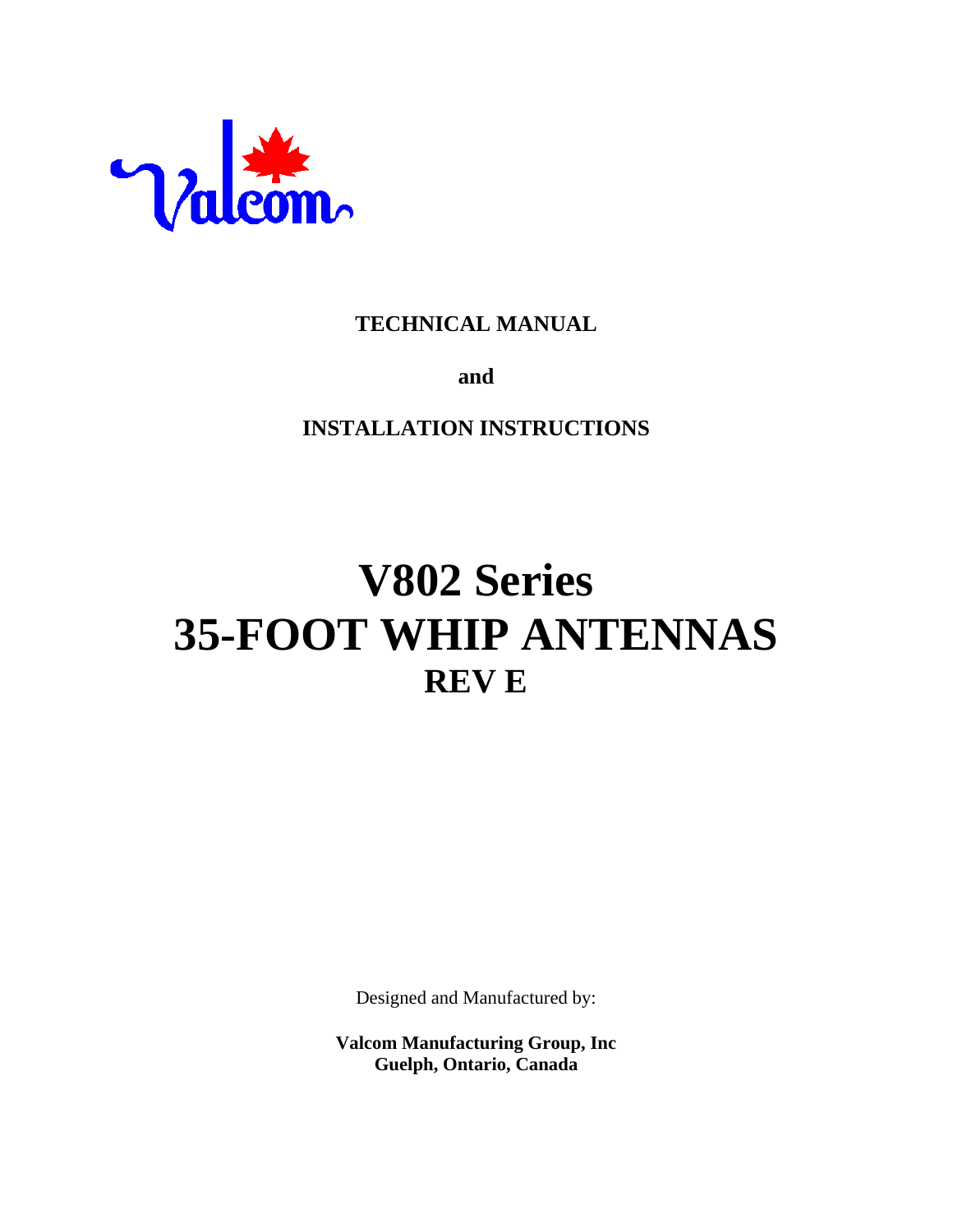**TECHNICAL MANUAL**

**and**

**INSTALLATION INSTRUCTIONS**

# V802 Series
# 35-FOOT WHIP ANTENNAS
## REV E

Designed and Manufactured by:

**Valcom Manufacturing Group, Inc**
**Guelph, Ontario, Canada**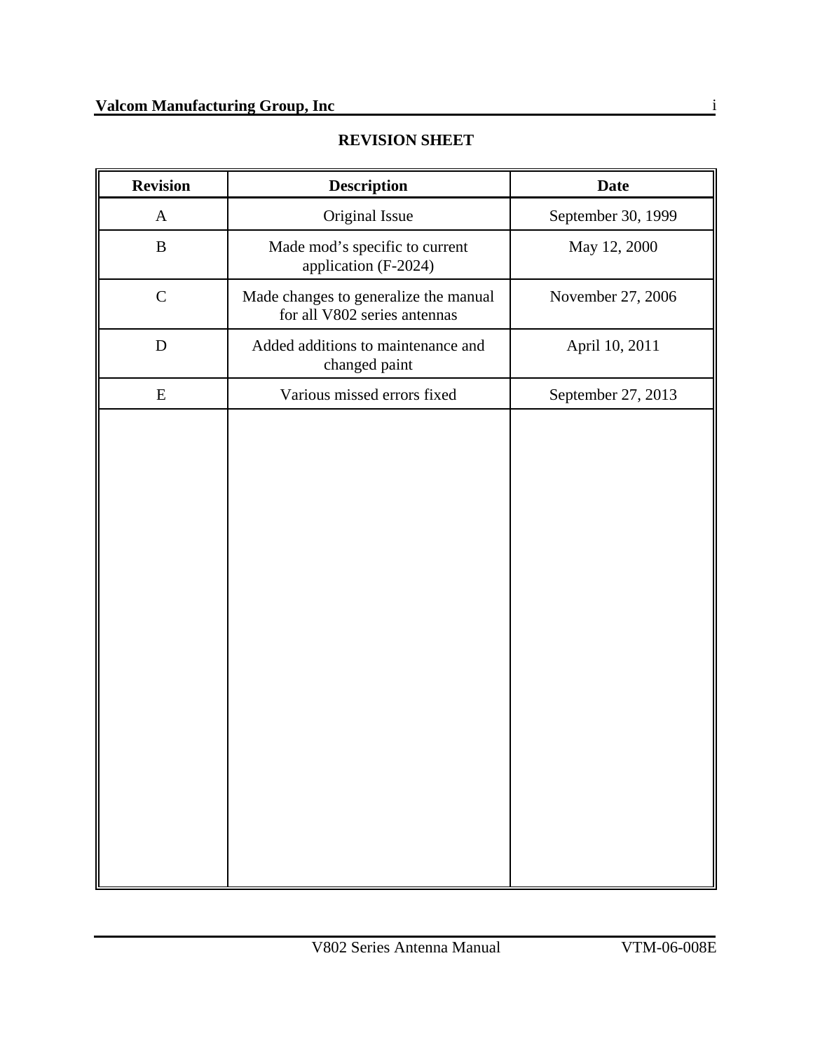## REVISION SHEET

| Revision | Description | Date |
| --- | --- | --- |
| A | Original Issue | September 30, 1999 |
| B | Made mod's specific to current application (F-2024) | May 12, 2000 |
| C | Made changes to generalize the manual for all V802 series antennas | November 27, 2006 |
| D | Added additions to maintenance and changed paint | April 10, 2011 |
| E | Various missed errors fixed | September 27, 2013 |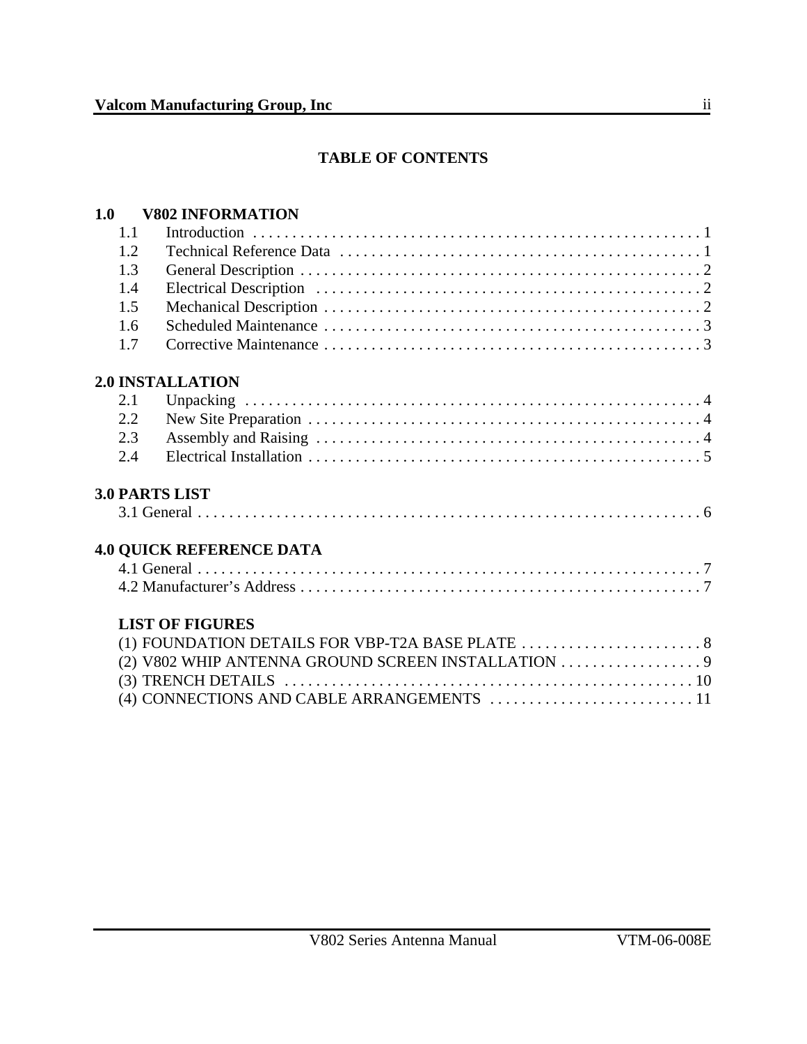# TABLE OF CONTENTS

**1.0 V802 INFORMATION**

- 1.1 Introduction . . . . . . . . . . . . . . . . . . . . . . . . . . . . . . . . . . . . . . . . . . . . . . . . . . . . . . . . 1
- 1.2 Technical Reference Data . . . . . . . . . . . . . . . . . . . . . . . . . . . . . . . . . . . . . . . . . . . . . . 1
- 1.3 General Description . . . . . . . . . . . . . . . . . . . . . . . . . . . . . . . . . . . . . . . . . . . . . . . . . . 2
- 1.4 Electrical Description . . . . . . . . . . . . . . . . . . . . . . . . . . . . . . . . . . . . . . . . . . . . . . . . . 2
- 1.5 Mechanical Description . . . . . . . . . . . . . . . . . . . . . . . . . . . . . . . . . . . . . . . . . . . . . . . 2
- 1.6 Scheduled Maintenance . . . . . . . . . . . . . . . . . . . . . . . . . . . . . . . . . . . . . . . . . . . . . . . 3
- 1.7 Corrective Maintenance . . . . . . . . . . . . . . . . . . . . . . . . . . . . . . . . . . . . . . . . . . . . . . . 3

**2.0 INSTALLATION**

- 2.1 Unpacking . . . . . . . . . . . . . . . . . . . . . . . . . . . . . . . . . . . . . . . . . . . . . . . . . . . . . . . . . 4
- 2.2 New Site Preparation . . . . . . . . . . . . . . . . . . . . . . . . . . . . . . . . . . . . . . . . . . . . . . . . . 4
- 2.3 Assembly and Raising . . . . . . . . . . . . . . . . . . . . . . . . . . . . . . . . . . . . . . . . . . . . . . . . 4
- 2.4 Electrical Installation . . . . . . . . . . . . . . . . . . . . . . . . . . . . . . . . . . . . . . . . . . . . . . . . . 5

**3.0 PARTS LIST**

- 3.1 General . . . . . . . . . . . . . . . . . . . . . . . . . . . . . . . . . . . . . . . . . . . . . . . . . . . . . . . . . . . . 6

**4.0 QUICK REFERENCE DATA**

- 4.1 General . . . . . . . . . . . . . . . . . . . . . . . . . . . . . . . . . . . . . . . . . . . . . . . . . . . . . . . . . . . . 7
- 4.2 Manufacturer's Address . . . . . . . . . . . . . . . . . . . . . . . . . . . . . . . . . . . . . . . . . . . . . . . 7

**LIST OF FIGURES**

- (1) FOUNDATION DETAILS FOR VBP-T2A BASE PLATE . . . . . . . . . . . . . . . . . . . . . . . 8
- (2) V802 WHIP ANTENNA GROUND SCREEN INSTALLATION . . . . . . . . . . . . . . . . . . 9
- (3) TRENCH DETAILS . . . . . . . . . . . . . . . . . . . . . . . . . . . . . . . . . . . . . . . . . . . . . . . . . . 10
- (4) CONNECTIONS AND CABLE ARRANGEMENTS . . . . . . . . . . . . . . . . . . . . . . . . . . 11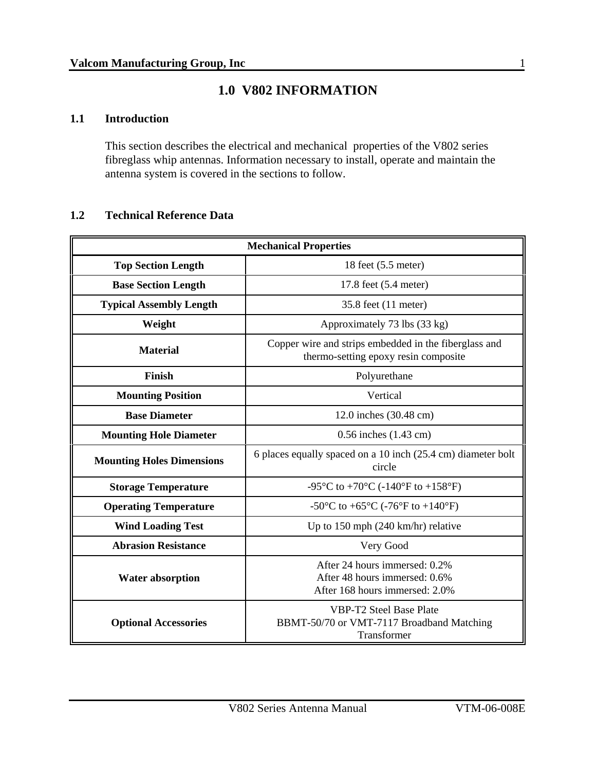# 1.0 V802 INFORMATION

## 1.1 Introduction

This section describes the electrical and mechanical properties of the V802 series fibreglass whip antennas. Information necessary to install, operate and maintain the antenna system is covered in the sections to follow.

## 1.2 Technical Reference Data

| Mechanical Properties | |
|---|---|
| **Top Section Length** | 18 feet (5.5 meter) |
| **Base Section Length** | 17.8 feet (5.4 meter) |
| **Typical Assembly Length** | 35.8 feet (11 meter) |
| **Weight** | Approximately 73 lbs (33 kg) |
| **Material** | Copper wire and strips embedded in the fiberglass and thermo-setting epoxy resin composite |
| **Finish** | Polyurethane |
| **Mounting Position** | Vertical |
| **Base Diameter** | 12.0 inches (30.48 cm) |
| **Mounting Hole Diameter** | 0.56 inches (1.43 cm) |
| **Mounting Holes Dimensions** | 6 places equally spaced on a 10 inch (25.4 cm) diameter bolt circle |
| **Storage Temperature** | -95°C to +70°C (-140°F to +158°F) |
| **Operating Temperature** | -50°C to +65°C (-76°F to +140°F) |
| **Wind Loading Test** | Up to 150 mph (240 km/hr) relative |
| **Abrasion Resistance** | Very Good |
| **Water absorption** | After 24 hours immersed: 0.2%<br>After 48 hours immersed: 0.6%<br>After 168 hours immersed: 2.0% |
| **Optional Accessories** | VBP-T2 Steel Base Plate<br>BBMT-50/70 or VMT-7117 Broadband Matching Transformer |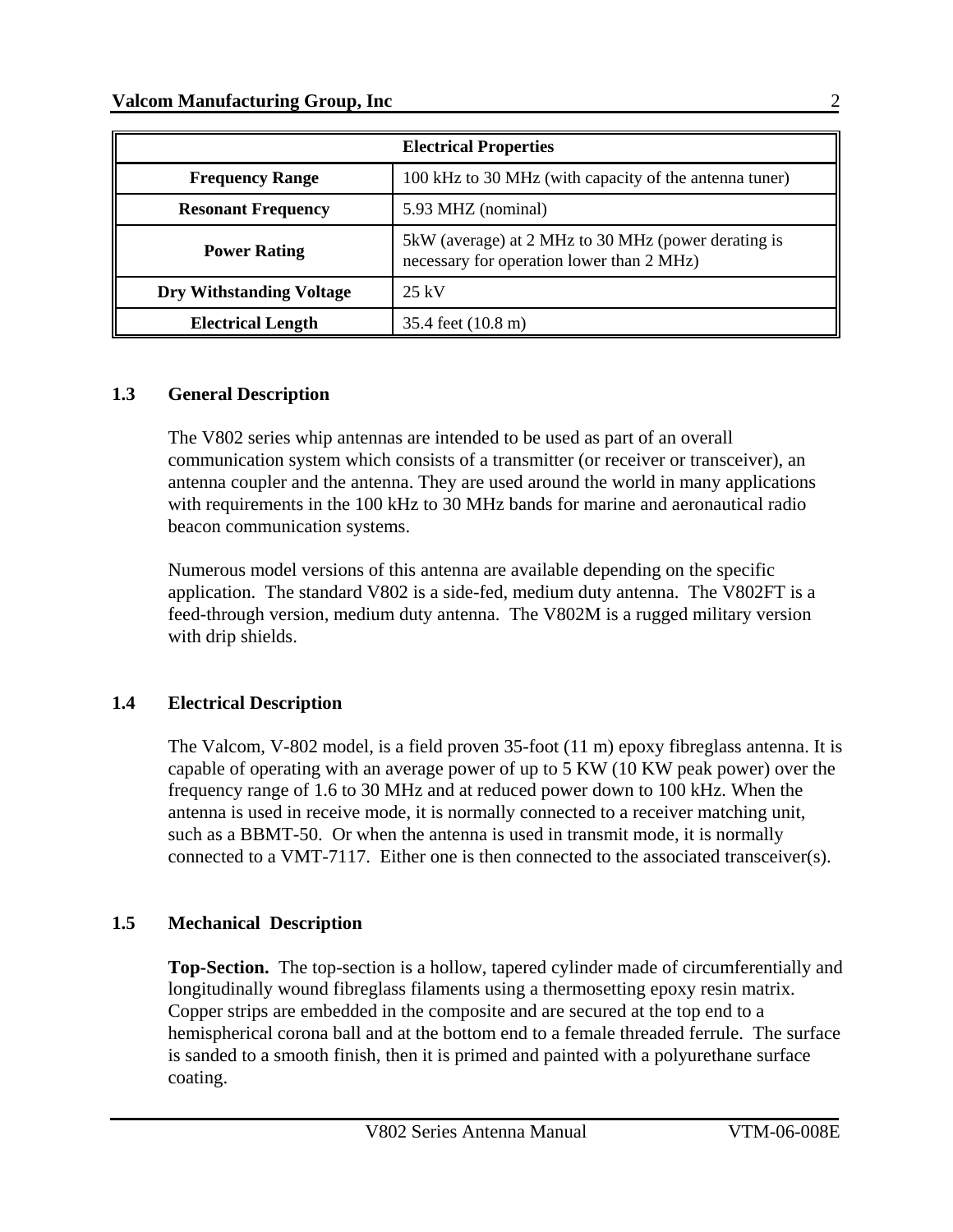| Electrical Properties | |
|---|---|
| **Frequency Range** | 100 kHz to 30 MHz (with capacity of the antenna tuner) |
| **Resonant Frequency** | 5.93 MHZ (nominal) |
| **Power Rating** | 5kW (average) at 2 MHz to 30 MHz (power derating is necessary for operation lower than 2 MHz) |
| **Dry Withstanding Voltage** | 25 kV |
| **Electrical Length** | 35.4 feet (10.8 m) |

## 1.3 General Description

The V802 series whip antennas are intended to be used as part of an overall communication system which consists of a transmitter (or receiver or transceiver), an antenna coupler and the antenna. They are used around the world in many applications with requirements in the 100 kHz to 30 MHz bands for marine and aeronautical radio beacon communication systems.

Numerous model versions of this antenna are available depending on the specific application. The standard V802 is a side-fed, medium duty antenna. The V802FT is a feed-through version, medium duty antenna. The V802M is a rugged military version with drip shields.

## 1.4 Electrical Description

The Valcom, V-802 model, is a field proven 35-foot (11 m) epoxy fibreglass antenna. It is capable of operating with an average power of up to 5 KW (10 KW peak power) over the frequency range of 1.6 to 30 MHz and at reduced power down to 100 kHz. When the antenna is used in receive mode, it is normally connected to a receiver matching unit, such as a BBMT-50. Or when the antenna is used in transmit mode, it is normally connected to a VMT-7117. Either one is then connected to the associated transceiver(s).

## 1.5 Mechanical Description

**Top-Section.** The top-section is a hollow, tapered cylinder made of circumferentially and longitudinally wound fibreglass filaments using a thermosetting epoxy resin matrix. Copper strips are embedded in the composite and are secured at the top end to a hemispherical corona ball and at the bottom end to a female threaded ferrule. The surface is sanded to a smooth finish, then it is primed and painted with a polyurethane surface coating.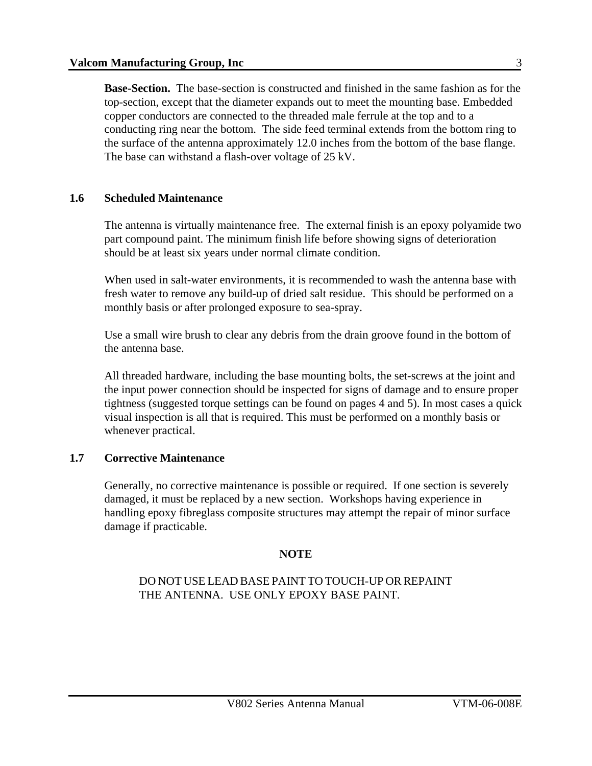**Base-Section.** The base-section is constructed and finished in the same fashion as for the top-section, except that the diameter expands out to meet the mounting base. Embedded copper conductors are connected to the threaded male ferrule at the top and to a conducting ring near the bottom. The side feed terminal extends from the bottom ring to the surface of the antenna approximately 12.0 inches from the bottom of the base flange. The base can withstand a flash-over voltage of 25 kV.

## 1.6 Scheduled Maintenance

The antenna is virtually maintenance free. The external finish is an epoxy polyamide two part compound paint. The minimum finish life before showing signs of deterioration should be at least six years under normal climate condition.

When used in salt-water environments, it is recommended to wash the antenna base with fresh water to remove any build-up of dried salt residue. This should be performed on a monthly basis or after prolonged exposure to sea-spray.

Use a small wire brush to clear any debris from the drain groove found in the bottom of the antenna base.

All threaded hardware, including the base mounting bolts, the set-screws at the joint and the input power connection should be inspected for signs of damage and to ensure proper tightness (suggested torque settings can be found on pages 4 and 5). In most cases a quick visual inspection is all that is required. This must be performed on a monthly basis or whenever practical.

## 1.7 Corrective Maintenance

Generally, no corrective maintenance is possible or required. If one section is severely damaged, it must be replaced by a new section. Workshops having experience in handling epoxy fibreglass composite structures may attempt the repair of minor surface damage if practicable.

**NOTE**

DO NOT USE LEAD BASE PAINT TO TOUCH-UP OR REPAINT THE ANTENNA. USE ONLY EPOXY BASE PAINT.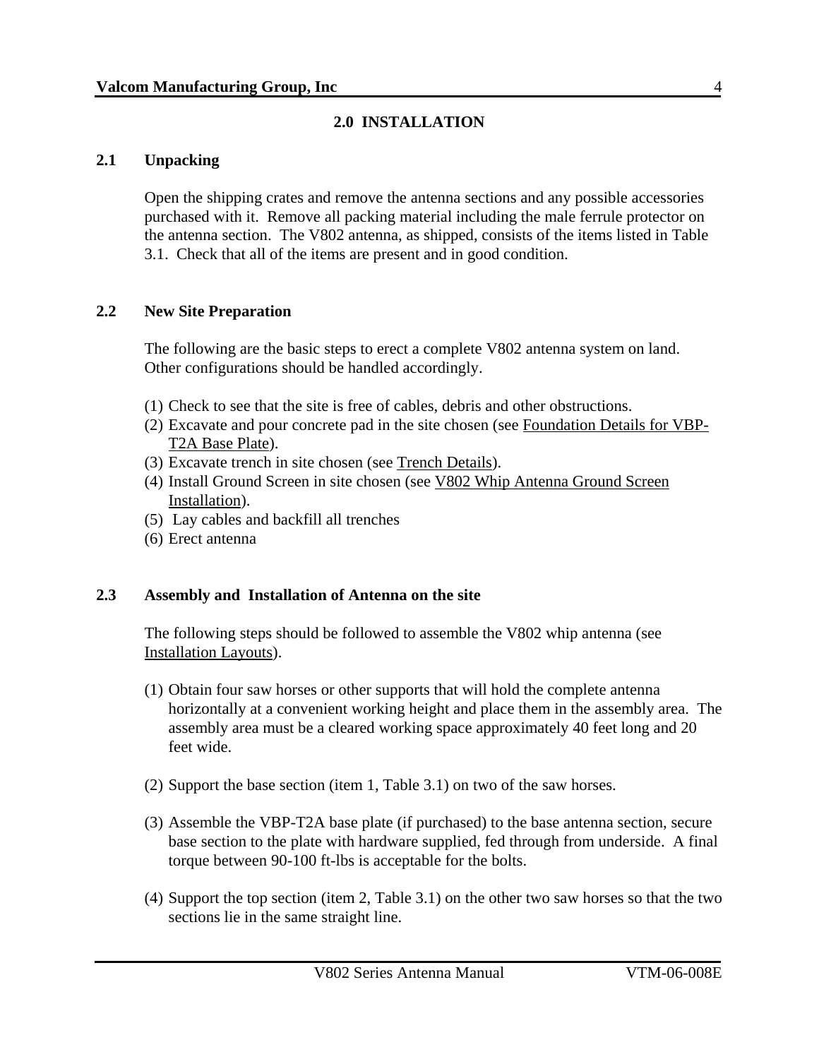## 2.0 INSTALLATION

### 2.1 Unpacking

Open the shipping crates and remove the antenna sections and any possible accessories purchased with it. Remove all packing material including the male ferrule protector on the antenna section. The V802 antenna, as shipped, consists of the items listed in Table 3.1. Check that all of the items are present and in good condition.

### 2.2 New Site Preparation

The following are the basic steps to erect a complete V802 antenna system on land. Other configurations should be handled accordingly.

(1) Check to see that the site is free of cables, debris and other obstructions.
(2) Excavate and pour concrete pad in the site chosen (see <u>Foundation Details for VBP-T2A Base Plate</u>).
(3) Excavate trench in site chosen (see <u>Trench Details</u>).
(4) Install Ground Screen in site chosen (see <u>V802 Whip Antenna Ground Screen Installation</u>).
(5) Lay cables and backfill all trenches
(6) Erect antenna

### 2.3 Assembly and Installation of Antenna on the site

The following steps should be followed to assemble the V802 whip antenna (see <u>Installation Layouts</u>).

(1) Obtain four saw horses or other supports that will hold the complete antenna horizontally at a convenient working height and place them in the assembly area. The assembly area must be a cleared working space approximately 40 feet long and 20 feet wide.

(2) Support the base section (item 1, Table 3.1) on two of the saw horses.

(3) Assemble the VBP-T2A base plate (if purchased) to the base antenna section, secure base section to the plate with hardware supplied, fed through from underside. A final torque between 90-100 ft-lbs is acceptable for the bolts.

(4) Support the top section (item 2, Table 3.1) on the other two saw horses so that the two sections lie in the same straight line.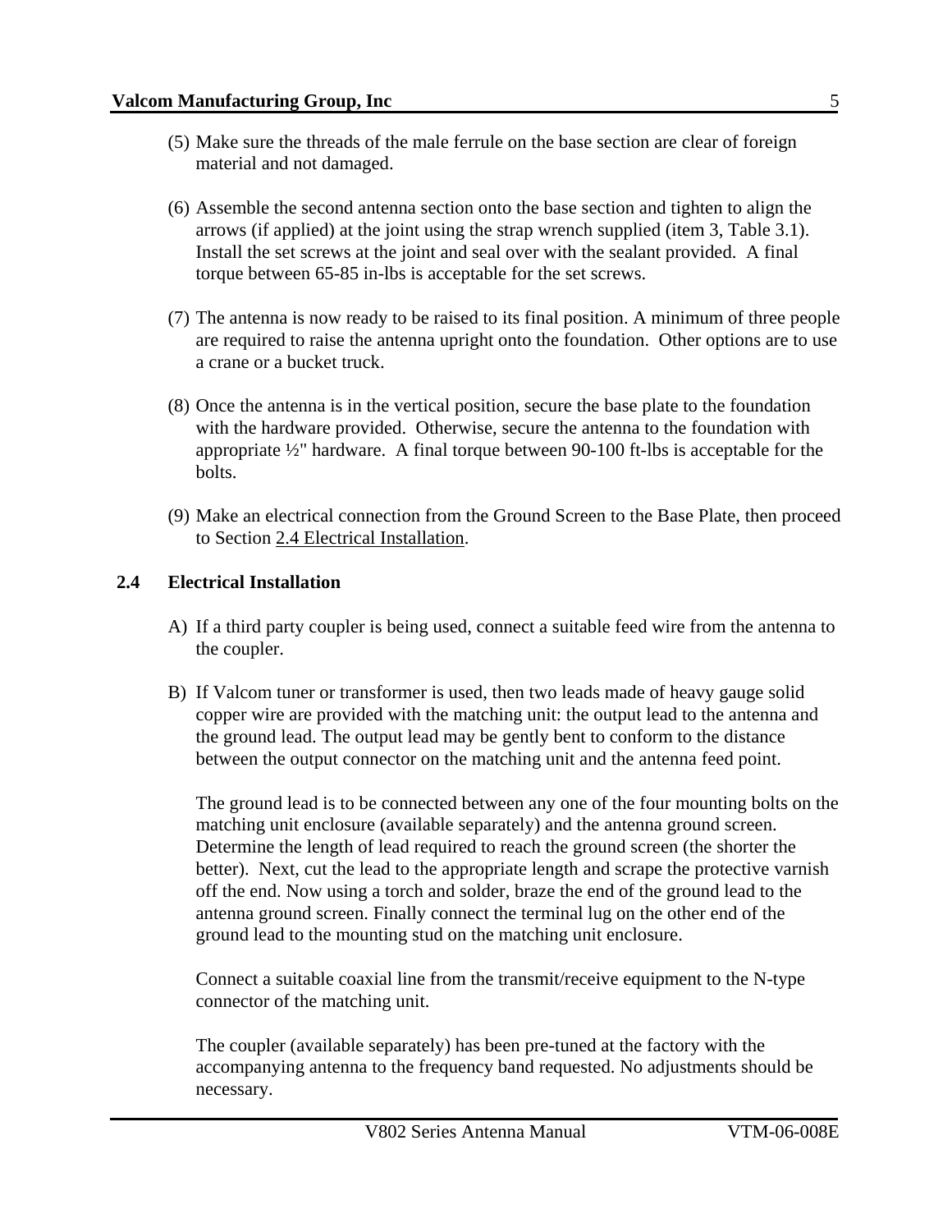(5) Make sure the threads of the male ferrule on the base section are clear of foreign material and not damaged.

(6) Assemble the second antenna section onto the base section and tighten to align the arrows (if applied) at the joint using the strap wrench supplied (item 3, Table 3.1). Install the set screws at the joint and seal over with the sealant provided. A final torque between 65-85 in-lbs is acceptable for the set screws.

(7) The antenna is now ready to be raised to its final position. A minimum of three people are required to raise the antenna upright onto the foundation. Other options are to use a crane or a bucket truck.

(8) Once the antenna is in the vertical position, secure the base plate to the foundation with the hardware provided. Otherwise, secure the antenna to the foundation with appropriate ½" hardware. A final torque between 90-100 ft-lbs is acceptable for the bolts.

(9) Make an electrical connection from the Ground Screen to the Base Plate, then proceed to Section 2.4 Electrical Installation.

## 2.4 Electrical Installation

A) If a third party coupler is being used, connect a suitable feed wire from the antenna to the coupler.

B) If Valcom tuner or transformer is used, then two leads made of heavy gauge solid copper wire are provided with the matching unit: the output lead to the antenna and the ground lead. The output lead may be gently bent to conform to the distance between the output connector on the matching unit and the antenna feed point.

   The ground lead is to be connected between any one of the four mounting bolts on the matching unit enclosure (available separately) and the antenna ground screen. Determine the length of lead required to reach the ground screen (the shorter the better). Next, cut the lead to the appropriate length and scrape the protective varnish off the end. Now using a torch and solder, braze the end of the ground lead to the antenna ground screen. Finally connect the terminal lug on the other end of the ground lead to the mounting stud on the matching unit enclosure.

   Connect a suitable coaxial line from the transmit/receive equipment to the N-type connector of the matching unit.

   The coupler (available separately) has been pre-tuned at the factory with the accompanying antenna to the frequency band requested. No adjustments should be necessary.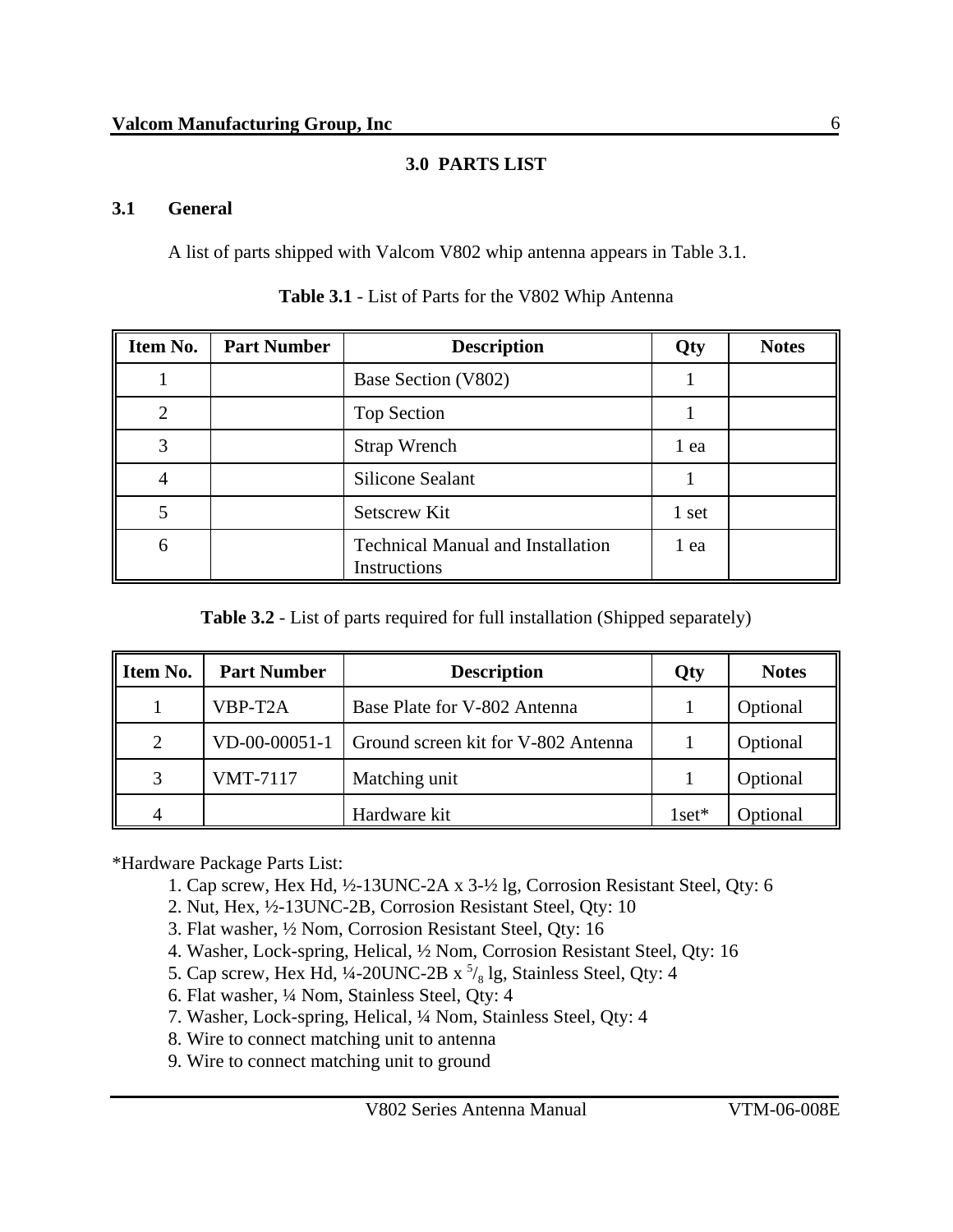# 3.0 PARTS LIST

## 3.1 General

A list of parts shipped with Valcom V802 whip antenna appears in Table 3.1.

**Table 3.1** - List of Parts for the V802 Whip Antenna

| Item No. | Part Number | Description | Qty | Notes |
|---|---|---|---|---|
| 1 | | Base Section (V802) | 1 | |
| 2 | | Top Section | 1 | |
| 3 | | Strap Wrench | 1 ea | |
| 4 | | Silicone Sealant | 1 | |
| 5 | | Setscrew Kit | 1 set | |
| 6 | | Technical Manual and Installation Instructions | 1 ea | |

**Table 3.2** - List of parts required for full installation (Shipped separately)

| Item No. | Part Number | Description | Qty | Notes |
|---|---|---|---|---|
| 1 | VBP-T2A | Base Plate for V-802 Antenna | 1 | Optional |
| 2 | VD-00-00051-1 | Ground screen kit for V-802 Antenna | 1 | Optional |
| 3 | VMT-7117 | Matching unit | 1 | Optional |
| 4 | | Hardware kit | 1set* | Optional |

*Hardware Package Parts List:

1. Cap screw, Hex Hd, ½-13UNC-2A x 3-½ lg, Corrosion Resistant Steel, Qty: 6
2. Nut, Hex, ½-13UNC-2B, Corrosion Resistant Steel, Qty: 10
3. Flat washer, ½ Nom, Corrosion Resistant Steel, Qty: 16
4. Washer, Lock-spring, Helical, ½ Nom, Corrosion Resistant Steel, Qty: 16
5. Cap screw, Hex Hd, ¼-20UNC-2B x $^{5}/_{8}$ lg, Stainless Steel, Qty: 4
6. Flat washer, ¼ Nom, Stainless Steel, Qty: 4
7. Washer, Lock-spring, Helical, ¼ Nom, Stainless Steel, Qty: 4
8. Wire to connect matching unit to antenna
9. Wire to connect matching unit to ground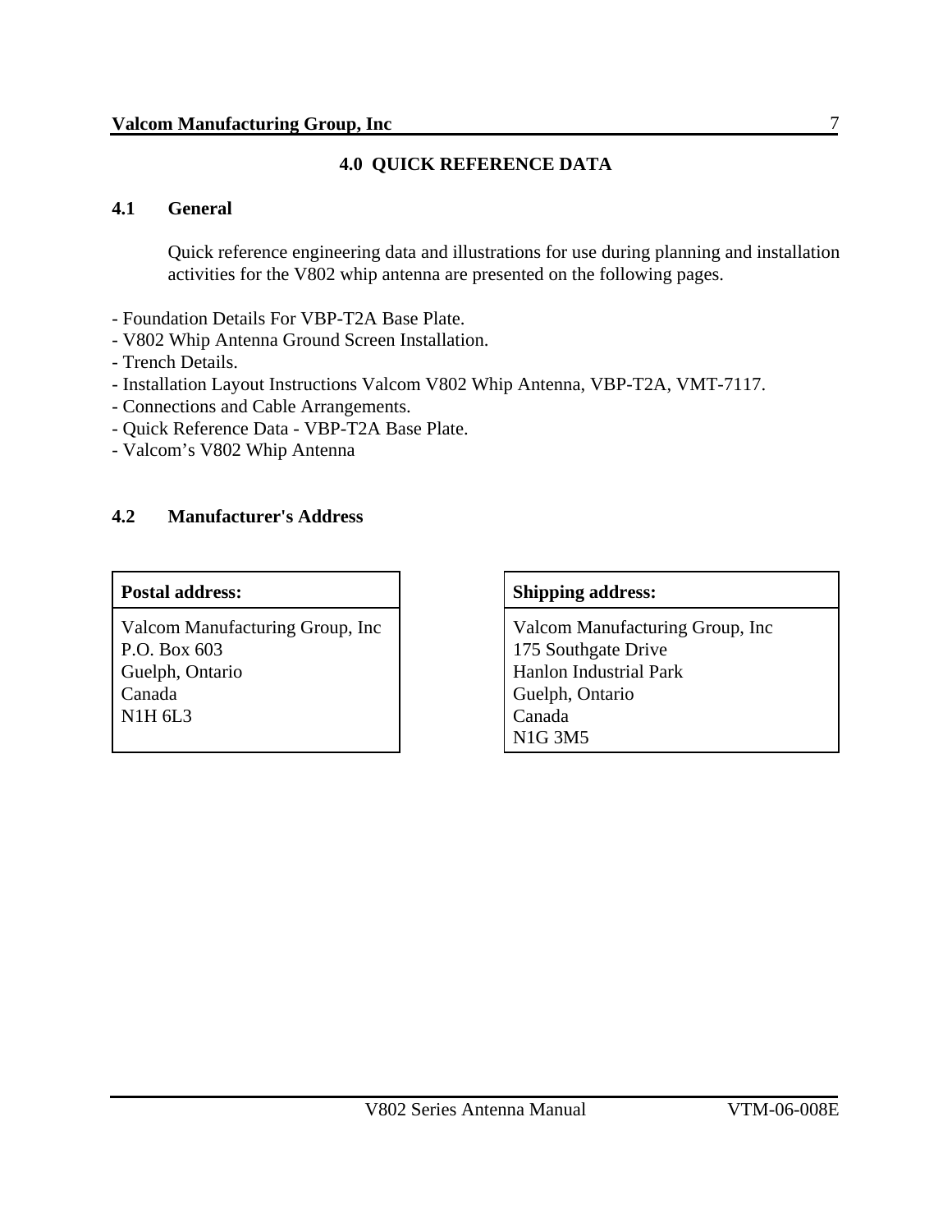# 4.0 QUICK REFERENCE DATA

## 4.1 General

Quick reference engineering data and illustrations for use during planning and installation activities for the V802 whip antenna are presented on the following pages.

- Foundation Details For VBP-T2A Base Plate.
- V802 Whip Antenna Ground Screen Installation.
- Trench Details.
- Installation Layout Instructions Valcom V802 Whip Antenna, VBP-T2A, VMT-7117.
- Connections and Cable Arrangements.
- Quick Reference Data - VBP-T2A Base Plate.
- Valcom's V802 Whip Antenna

## 4.2 Manufacturer's Address

| Postal address: |
| --- |
| Valcom Manufacturing Group, Inc<br>P.O. Box 603<br>Guelph, Ontario<br>Canada<br>N1H 6L3 |

| Shipping address: |
| --- |
| Valcom Manufacturing Group, Inc<br>175 Southgate Drive<br>Hanlon Industrial Park<br>Guelph, Ontario<br>Canada<br>N1G 3M5 |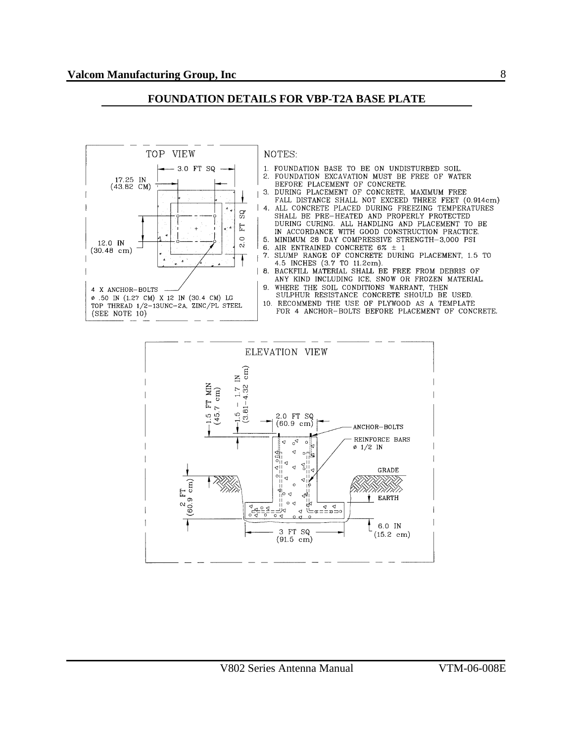## FOUNDATION DETAILS FOR VBP-T2A BASE PLATE

TOP VIEW

3.0 FT SQ

17.25 IN
(43.82 CM)

2.0 FT SQ

12.0 IN
(30.48 cm)

4 X ANCHOR–BOLTS
ø .50 IN (1.27 CM) X 12 IN (30.4 CM) LG
TOP THREAD 1/2–13UNC–2A, ZINC/PL STEEL
(SEE NOTE 10)

NOTES:

1. FOUNDATION BASE TO BE ON UNDISTURBED SOIL.
2. FOUNDATION EXCAVATION MUST BE FREE OF WATER BEFORE PLACEMENT OF CONCRETE.
3. DURING PLACEMENT OF CONCRETE, MAXIMUM FREE FALL DISTANCE SHALL NOT EXCEED THREE FEET (0.914cm)
4. ALL CONCRETE PLACED DURING FREEZING TEMPERATURES SHALL BE PRE–HEATED AND PROPERLY PROTECTED DURING CURING. ALL HANDLING AND PLACEMENT TO BE IN ACCORDANCE WITH GOOD CONSTRUCTION PRACTICE.
5. MINIMUM 28 DAY COMPRESSIVE STRENGTH–3,000 PSI
6. AIR ENTRAINED CONCRETE 6% ± 1
7. SLUMP RANGE OF CONCRETE DURING PLACEMENT, 1.5 TO 4.5 INCHES (3.7 TO 11.2cm).
8. BACKFILL MATERIAL SHALL BE FREE FROM DEBRIS OF ANY KIND INCLUDING ICE, SNOW OR FROZEN MATERIAL.
9. WHERE THE SOIL CONDITIONS WARRANT, THEN SULPHUR RESISTANCE CONCRETE SHOULD BE USED.
10. RECOMMEND THE USE OF PLYWOOD AS A TEMPLATE FOR 4 ANCHOR–BOLTS BEFORE PLACEMENT OF CONCRETE.

ELEVATION VIEW

1.5 FT MIN
(45.7 cm)

1.5 – 1.7 IN
(3.81–4.32 cm)

2.0 FT SQ
(60.9 cm)

ANCHOR–BOLTS

REINFORCE BARS
ø 1/2 IN

GRADE

EARTH

2 FT
(60.9 cm)

6.0 IN
(15.2 cm)

3 FT SQ
(91.5 cm)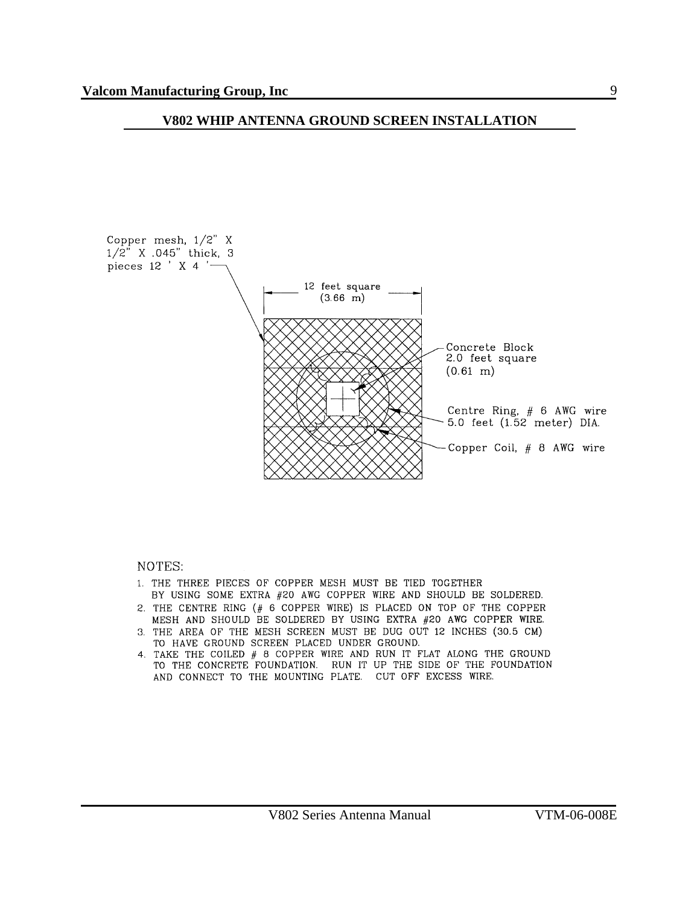## V802 WHIP ANTENNA GROUND SCREEN INSTALLATION

Copper mesh, 1/2" X 1/2" X .045" thick, 3 pieces 12 ' X 4 '

12 feet square (3.66 m)

Concrete Block 2.0 feet square (0.61 m)

Centre Ring, # 6 AWG wire 5.0 feet (1.52 meter) DIA.

Copper Coil, # 8 AWG wire

NOTES:

1. THE THREE PIECES OF COPPER MESH MUST BE TIED TOGETHER BY USING SOME EXTRA #20 AWG COPPER WIRE AND SHOULD BE SOLDERED.
2. THE CENTRE RING (# 6 COPPER WIRE) IS PLACED ON TOP OF THE COPPER MESH AND SHOULD BE SOLDERED BY USING EXTRA #20 AWG COPPER WIRE.
3. THE AREA OF THE MESH SCREEN MUST BE DUG OUT 12 INCHES (30.5 CM) TO HAVE GROUND SCREEN PLACED UNDER GROUND.
4. TAKE THE COILED # 8 COPPER WIRE AND RUN IT FLAT ALONG THE GROUND TO THE CONCRETE FOUNDATION. RUN IT UP THE SIDE OF THE FOUNDATION AND CONNECT TO THE MOUNTING PLATE. CUT OFF EXCESS WIRE.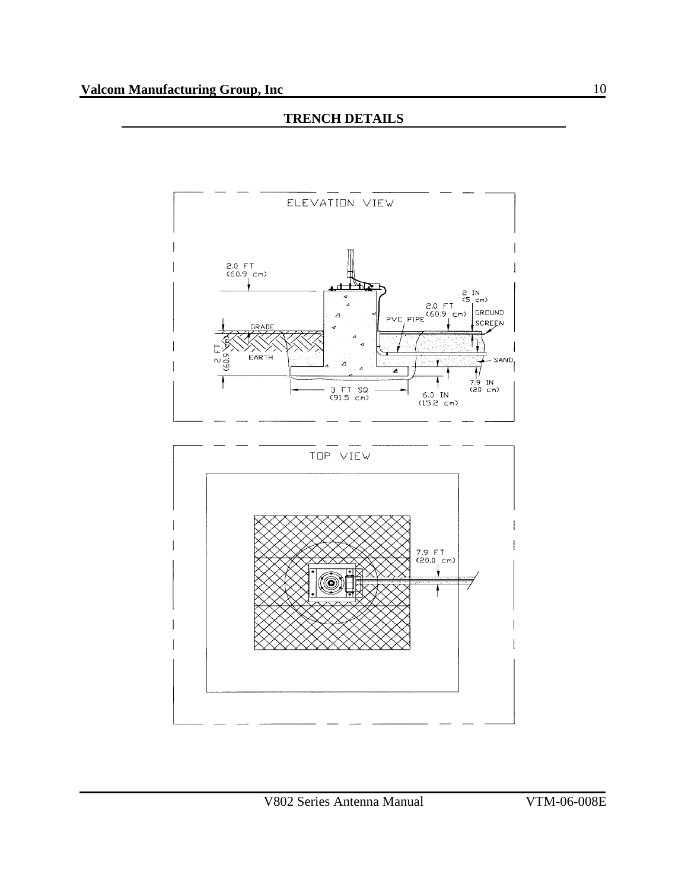## TRENCH DETAILS

ELEVATION VIEW

2.0 FT
(60.9 cm)

2 IN
(5 cm)

2.0 FT
(60.9 cm)

GROUND SCREEN

PVC PIPE

GRADE

2 FT
(60.9 cm)

EARTH

SAND

7.9 IN
(20 cm)

3 FT SQ
(91.5 cm)

6.0 IN
(15.2 cm)

TOP VIEW

7.9 FT
(20.0 cm)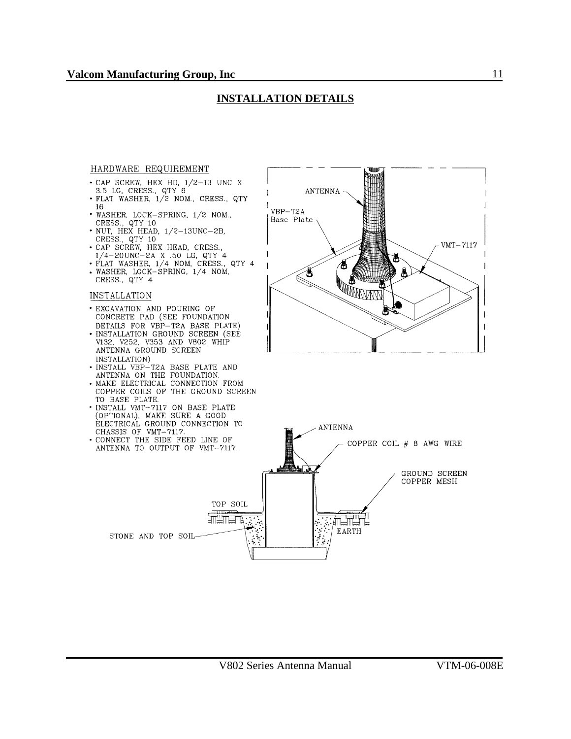## INSTALLATION DETAILS

HARDWARE REQUIREMENT

- CAP SCREW, HEX HD, 1/2-13 UNC X 3.5 LG, CRESS., QTY 6
- FLAT WASHER, 1/2 NOM., CRESS., QTY 16
- WASHER, LOCK-SPRING, 1/2 NOM., CRESS., QTY 10
- NUT, HEX HEAD, 1/2-13UNC-2B, CRESS., QTY 10
- CAP SCREW, HEX HEAD, CRESS., 1/4-20UNC-2A X .50 LG, QTY 4
- FLAT WASHER, 1/4 NOM, CRESS., QTY 4
- WASHER, LOCK-SPRING, 1/4 NOM, CRESS., QTY 4

INSTALLATION

- EXCAVATION AND POURING OF CONCRETE PAD (SEE FOUNDATION DETAILS FOR VBP-T2A BASE PLATE)
- INSTALLATION GROUND SCREEN (SEE V132, V252, V353 AND V802 WHIP ANTENNA GROUND SCREEN INSTALLATION)
- INSTALL VBP-T2A BASE PLATE AND ANTENNA ON THE FOUNDATION.
- MAKE ELECTRICAL CONNECTION FROM COPPER COILS OF THE GROUND SCREEN TO BASE PLATE.
- INSTALL VMT-7117 ON BASE PLATE (OPTIONAL), MAKE SURE A GOOD ELECTRICAL GROUND CONNECTION TO CHASSIS OF VMT-7117.
- CONNECT THE SIDE FEED LINE OF ANTENNA TO OUTPUT OF VMT-7117.

ANTENNA

VBP-T2A Base Plate

VMT-7117

ANTENNA

COPPER COIL # 8 AWG WIRE

GROUND SCREEN COPPER MESH

TOP SOIL

EARTH

STONE AND TOP SOIL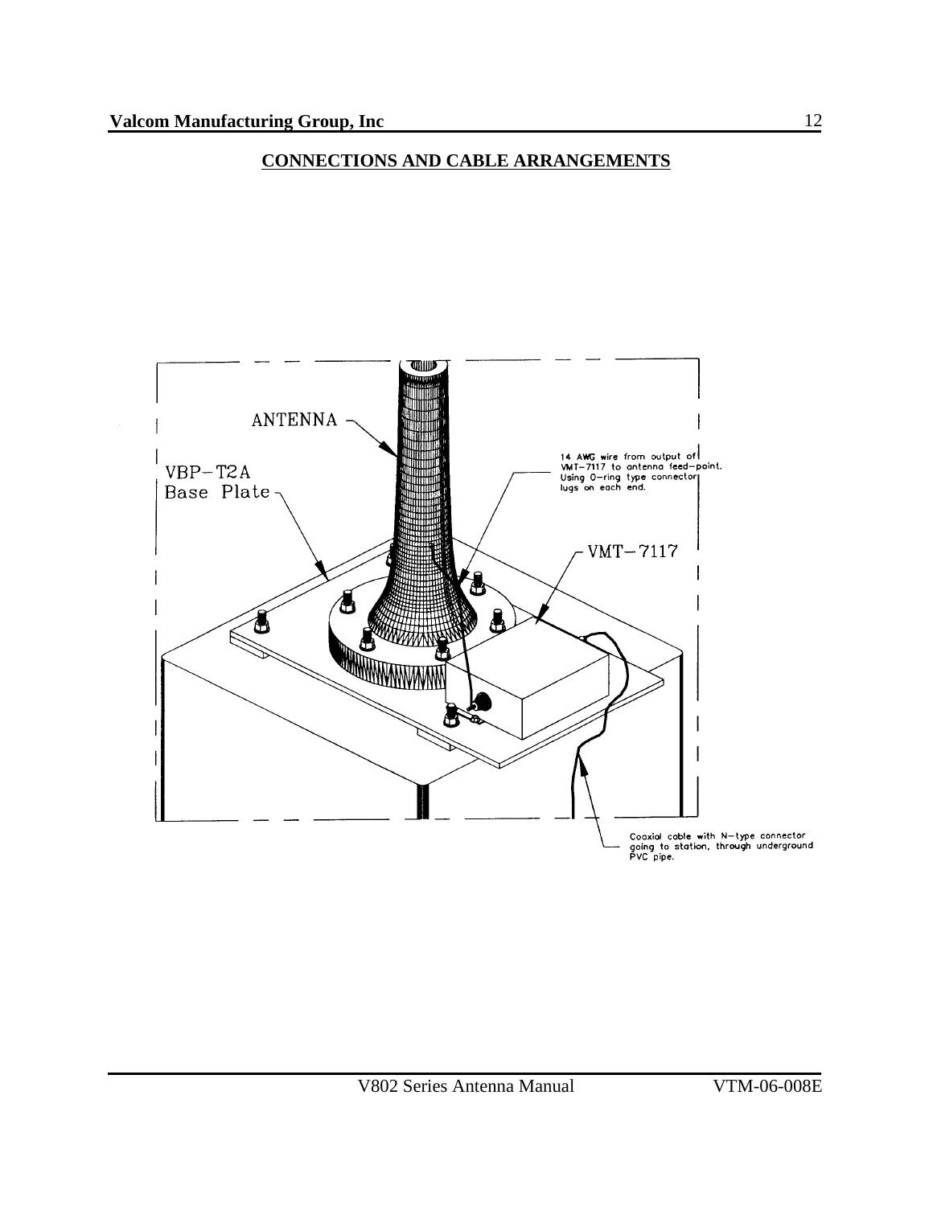## CONNECTIONS AND CABLE ARRANGEMENTS

ANTENNA

VBP−T2A
Base Plate

14 AWG wire from output of VMT−7117 to antenna feed−point. Using O−ring type connector lugs on each end.

VMT−7117

Coaxial cable with N−type connector going to station, through underground PVC pipe.